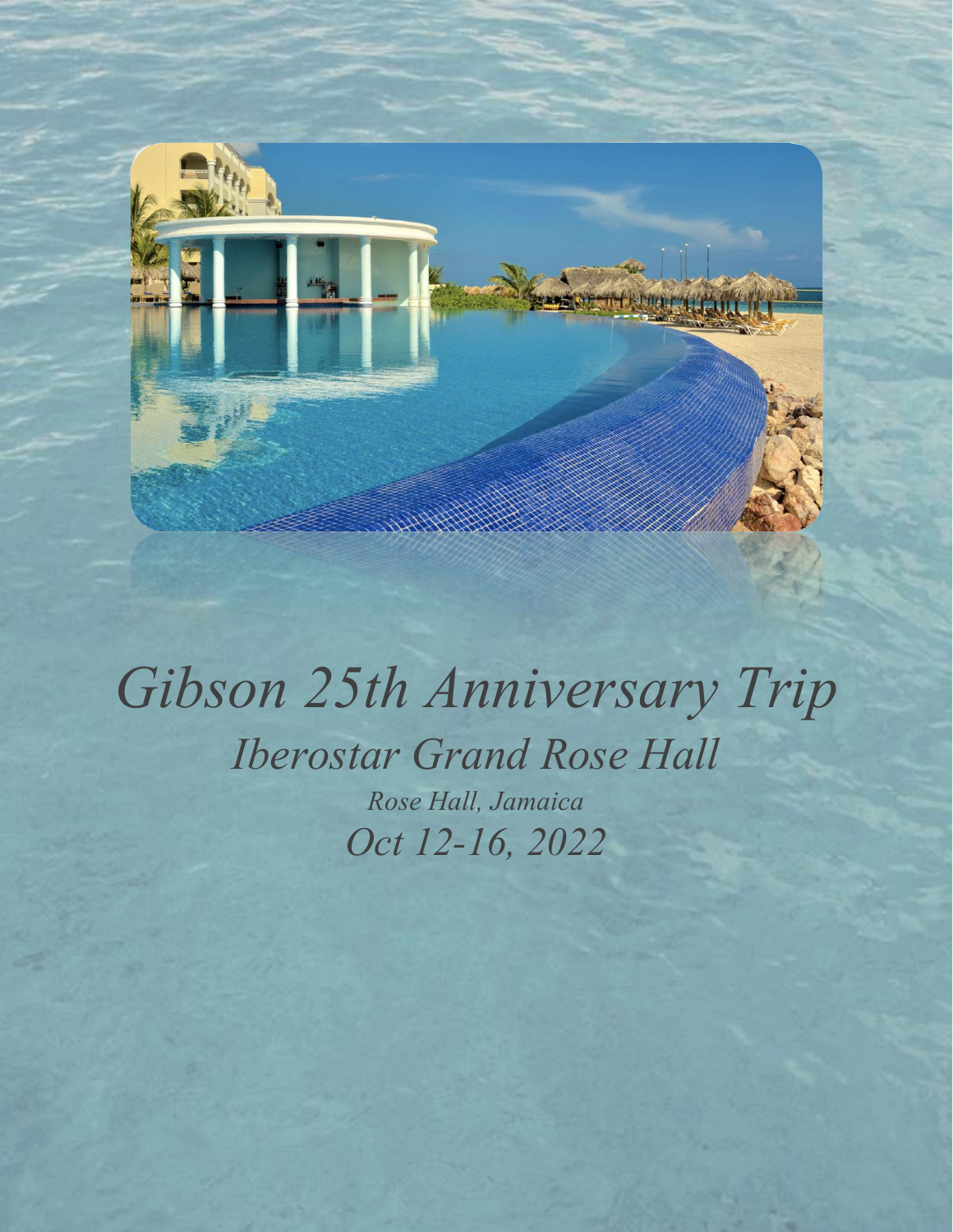# *Gibson 25th Anniversary Trip*

## *Iberostar Grand Rose Hall*

*Rose Hall, Jamaica*

*Oct 12-16, 2022*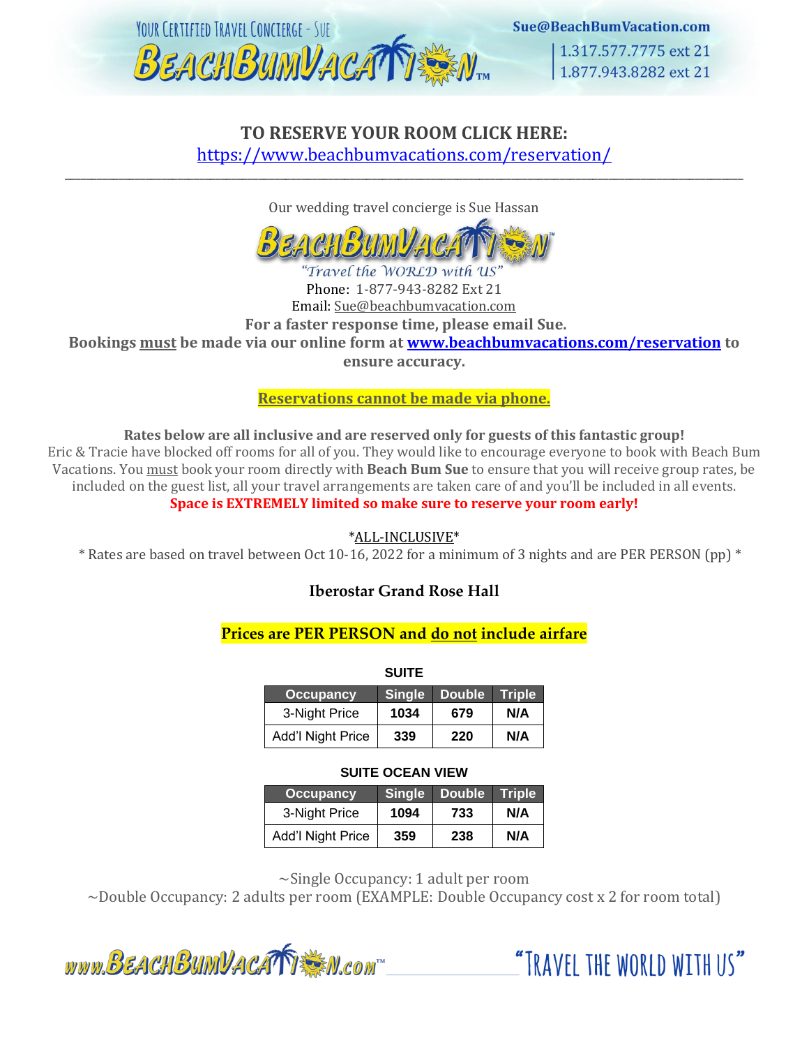**TO RESERVE YOUR ROOM CLICK HERE:**
https://www.beachbumvacations.com/reservation/

---

Our wedding travel concierge is Sue Hassan

"Travel the WORLD with US"

Phone: 1-877-943-8282 Ext 21

Email: Sue@beachbumvacation.com

**For a faster response time, please email Sue.**

**Bookings must be made via our online form at www.beachbumvacations.com/reservation to ensure accuracy.**

**Reservations cannot be made via phone.**

**Rates below are all inclusive and are reserved only for guests of this fantastic group!**

Eric & Tracie have blocked off rooms for all of you. They would like to encourage everyone to book with Beach Bum Vacations. You must book your room directly with **Beach Bum Sue** to ensure that you will receive group rates, be included on the guest list, all your travel arrangements are taken care of and you'll be included in all events.

**Space is EXTREMELY limited so make sure to reserve your room early!**

*ALL-INCLUSIVE*

* Rates are based on travel between Oct 10-16, 2022 for a minimum of 3 nights and are PER PERSON (pp) *

## Iberostar Grand Rose Hall

**Prices are PER PERSON and do not include airfare**

**SUITE**

| Occupancy | Single | Double | Triple |
|---|---|---|---|
| 3-Night Price | 1034 | 679 | N/A |
| Add'l Night Price | 339 | 220 | N/A |

**SUITE OCEAN VIEW**

| Occupancy | Single | Double | Triple |
|---|---|---|---|
| 3-Night Price | 1094 | 733 | N/A |
| Add'l Night Price | 359 | 238 | N/A |

~Single Occupancy: 1 adult per room

~Double Occupancy: 2 adults per room (EXAMPLE: Double Occupancy cost x 2 for room total)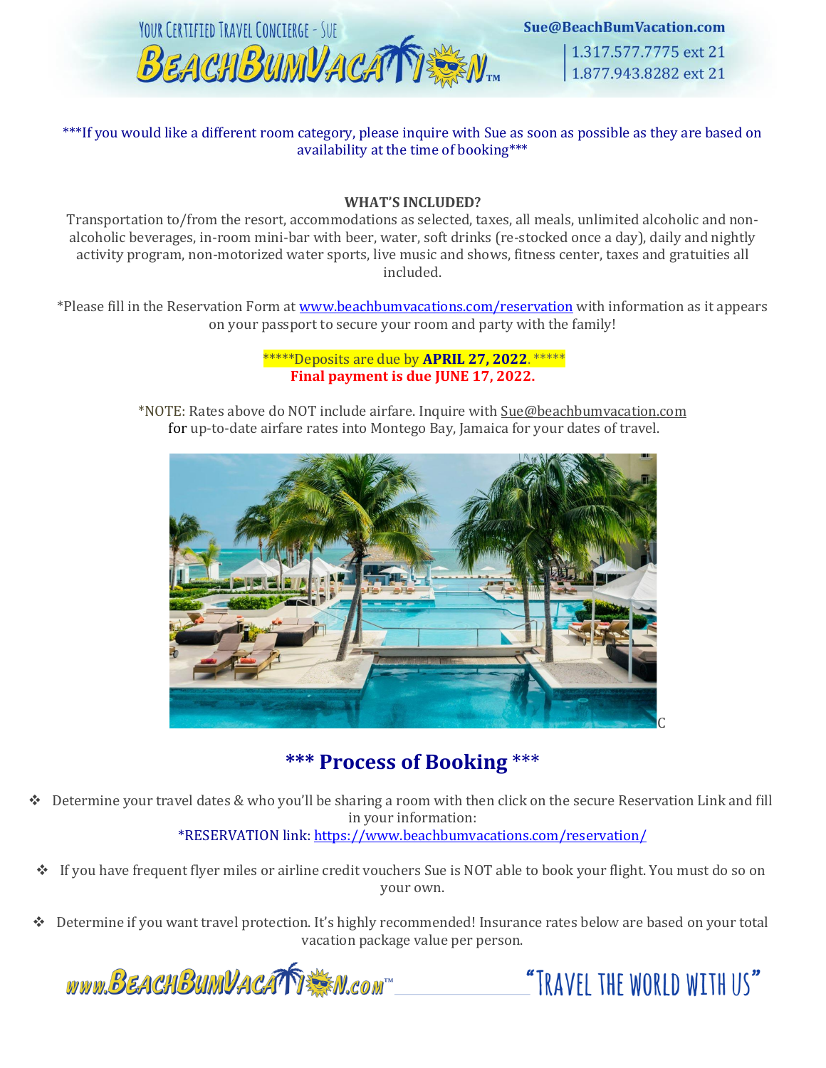***If you would like a different room category, please inquire with Sue as soon as possible as they are based on availability at the time of booking***

**WHAT'S INCLUDED?**

Transportation to/from the resort, accommodations as selected, taxes, all meals, unlimited alcoholic and non-alcoholic beverages, in-room mini-bar with beer, water, soft drinks (re-stocked once a day), daily and nightly activity program, non-motorized water sports, live music and shows, fitness center, taxes and gratuities all included.

*Please fill in the Reservation Form at www.beachbumvacations.com/reservation with information as it appears on your passport to secure your room and party with the family!

*****Deposits are due by **APRIL 27, 2022**. *****

**Final payment is due JUNE 17, 2022.**

*NOTE: Rates above do NOT include airfare. Inquire with Sue@beachbumvacation.com for up-to-date airfare rates into Montego Bay, Jamaica for your dates of travel.

C

## *** Process of Booking ***

- Determine your travel dates & who you'll be sharing a room with then click on the secure Reservation Link and fill in your information:
  *RESERVATION link: https://www.beachbumvacations.com/reservation/
- If you have frequent flyer miles or airline credit vouchers Sue is NOT able to book your flight. You must do so on your own.
- Determine if you want travel protection. It's highly recommended! Insurance rates below are based on your total vacation package value per person.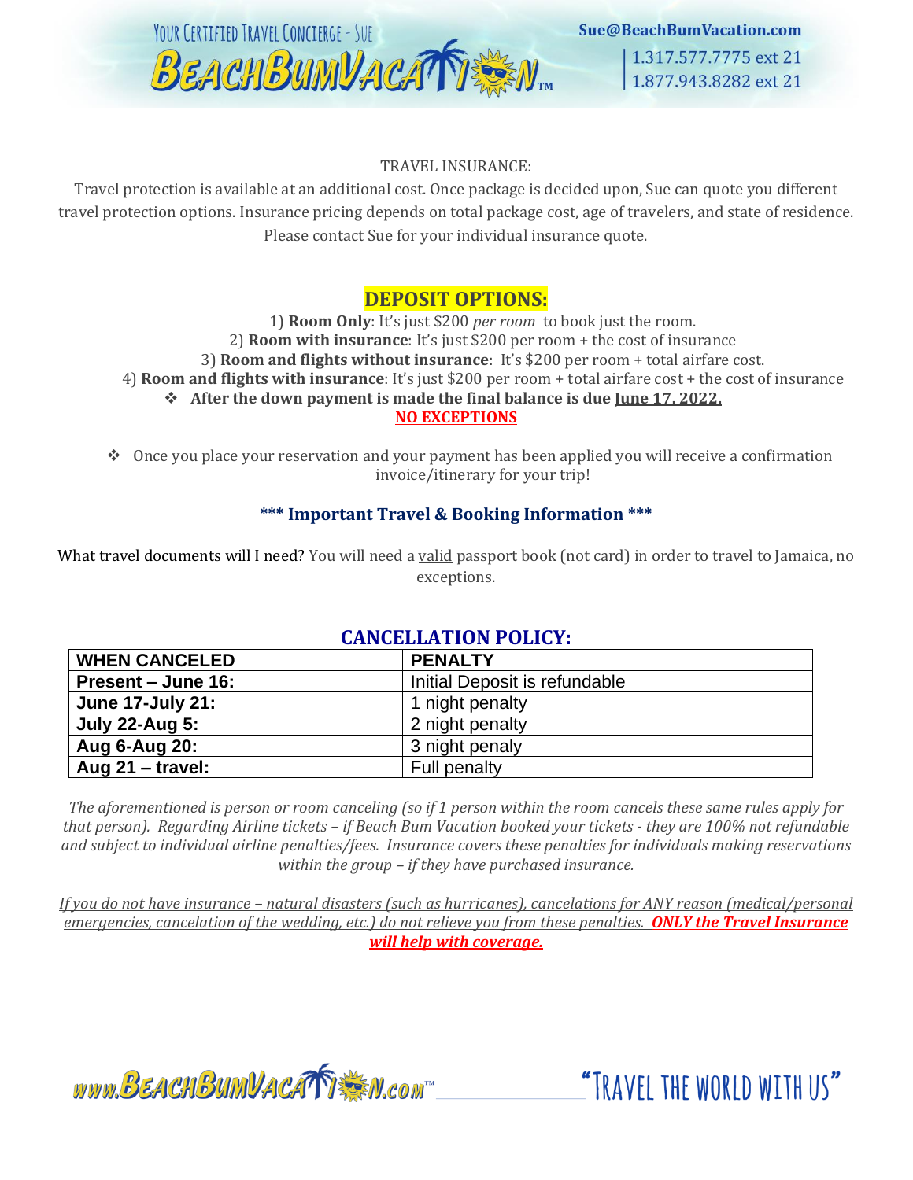TRAVEL INSURANCE:

Travel protection is available at an additional cost. Once package is decided upon, Sue can quote you different travel protection options. Insurance pricing depends on total package cost, age of travelers, and state of residence. Please contact Sue for your individual insurance quote.

## DEPOSIT OPTIONS:

1) **Room Only**: It's just $200 *per room* to book just the room.
2) **Room with insurance**: It's just $200 per room + the cost of insurance
3) **Room and flights without insurance**: It's $200 per room + total airfare cost.
4) **Room and flights with insurance**: It's just $200 per room + total airfare cost + the cost of insurance

- **After the down payment is made the final balance is due June 17, 2022.**

**NO EXCEPTIONS**

- Once you place your reservation and your payment has been applied you will receive a confirmation invoice/itinerary for your trip!

### *** Important Travel & Booking Information ***

What travel documents will I need? You will need a valid passport book (not card) in order to travel to Jamaica, no exceptions.

## CANCELLATION POLICY:

| WHEN CANCELED | PENALTY |
|---|---|
| **Present – June 16:** | Initial Deposit is refundable |
| **June 17-July 21:** | 1 night penalty |
| **July 22-Aug 5:** | 2 night penalty |
| **Aug 6-Aug 20:** | 3 night penaly |
| **Aug 21 – travel:** | Full penalty |

*The aforementioned is person or room canceling (so if 1 person within the room cancels these same rules apply for that person). Regarding Airline tickets – if Beach Bum Vacation booked your tickets - they are 100% not refundable and subject to individual airline penalties/fees. Insurance covers these penalties for individuals making reservations within the group – if they have purchased insurance.*

*If you do not have insurance – natural disasters (such as hurricanes), cancelations for ANY reason (medical/personal emergencies, cancelation of the wedding, etc.) do not relieve you from these penalties.* ***ONLY the Travel Insurance will help with coverage.***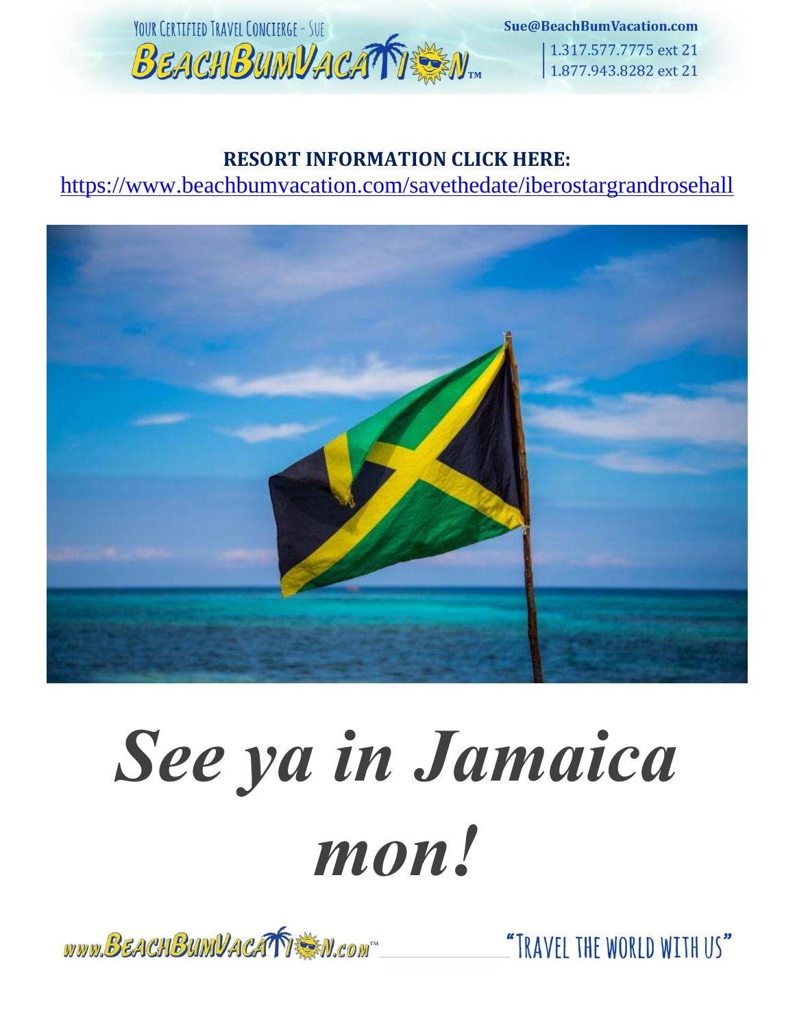**RESORT INFORMATION CLICK HERE:**
https://www.beachbumvacation.com/savethedate/iberostargrandrosehall

# ***See ya in Jamaica mon!***